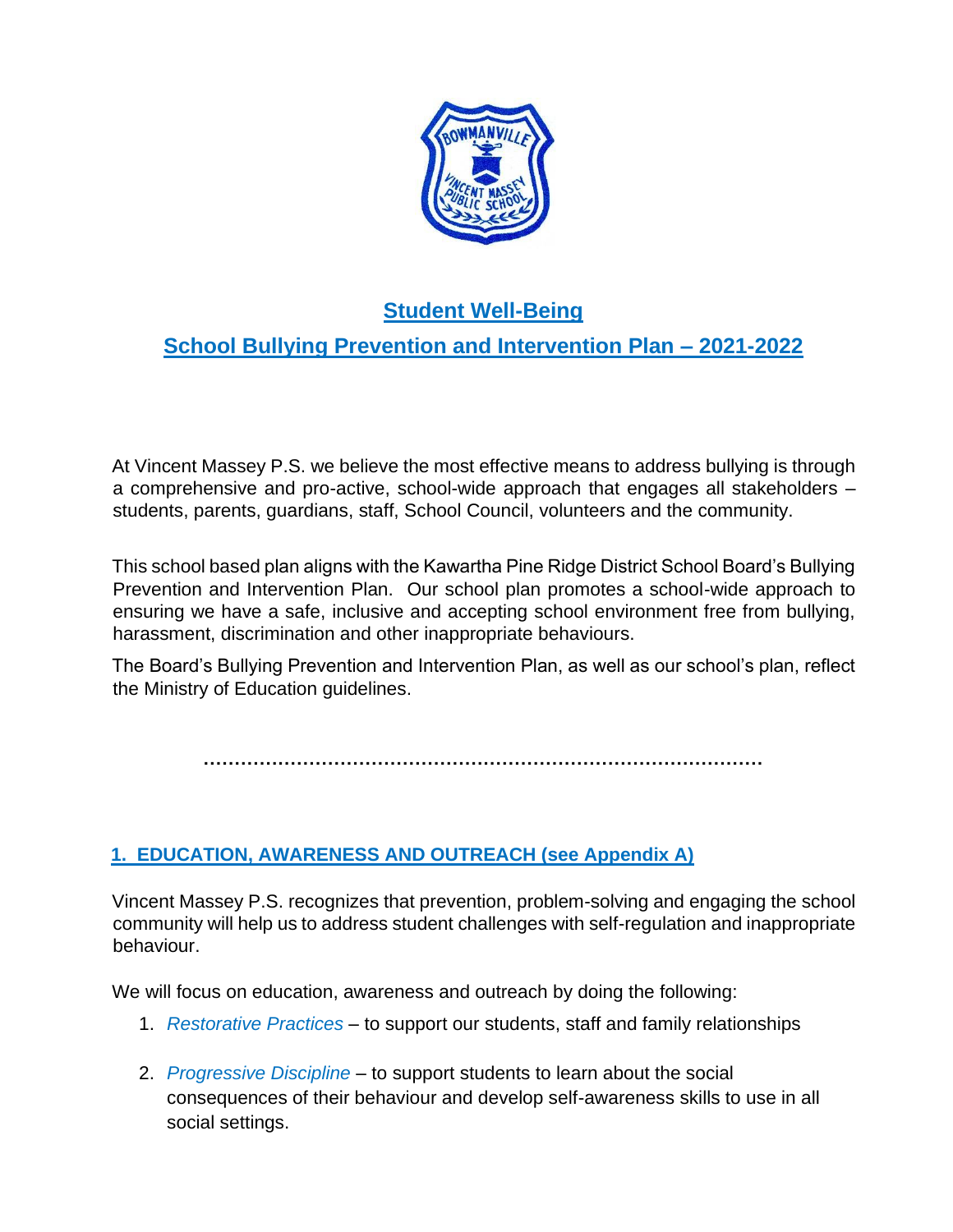# Student Well-Being

## School Bullying Prevention and Intervention Plan – 2021-2022

At Vincent Massey P.S. we believe the most effective means to address bullying is through a comprehensive and pro-active, school-wide approach that engages all stakeholders – students, parents, guardians, staff, School Council, volunteers and the community.

This school based plan aligns with the Kawartha Pine Ridge District School Board's Bullying Prevention and Intervention Plan. Our school plan promotes a school-wide approach to ensuring we have a safe, inclusive and accepting school environment free from bullying, harassment, discrimination and other inappropriate behaviours.

The Board's Bullying Prevention and Intervention Plan, as well as our school's plan, reflect the Ministry of Education guidelines.

.......................................................................................

### 1. EDUCATION, AWARENESS AND OUTREACH (see Appendix A)

Vincent Massey P.S. recognizes that prevention, problem-solving and engaging the school community will help us to address student challenges with self-regulation and inappropriate behaviour.

We will focus on education, awareness and outreach by doing the following:

1. *Restorative Practices* – to support our students, staff and family relationships
2. *Progressive Discipline* – to support students to learn about the social consequences of their behaviour and develop self-awareness skills to use in all social settings.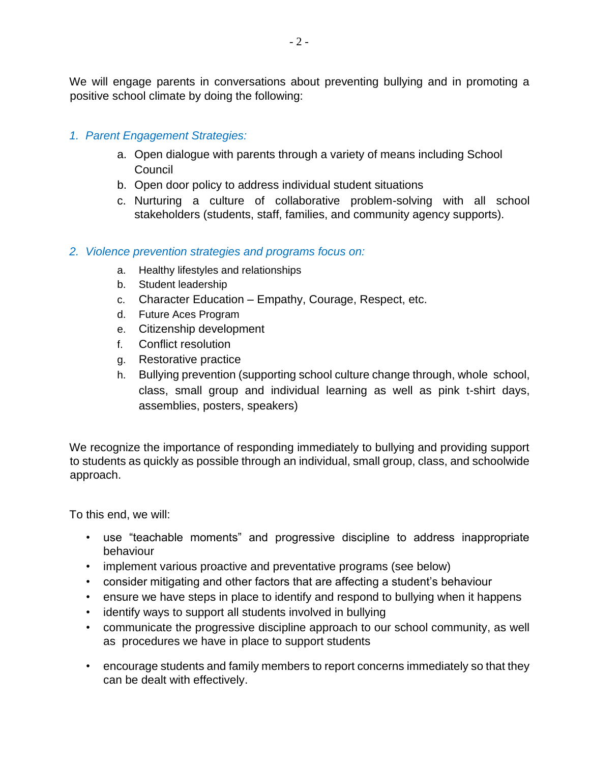We will engage parents in conversations about preventing bullying and in promoting a positive school climate by doing the following:

*1. Parent Engagement Strategies:*

a. Open dialogue with parents through a variety of means including School Council
b. Open door policy to address individual student situations
c. Nurturing a culture of collaborative problem-solving with all school stakeholders (students, staff, families, and community agency supports).

*2. Violence prevention strategies and programs focus on:*

a. Healthy lifestyles and relationships
b. Student leadership
c. Character Education – Empathy, Courage, Respect, etc.
d. Future Aces Program
e. Citizenship development
f. Conflict resolution
g. Restorative practice
h. Bullying prevention (supporting school culture change through, whole school, class, small group and individual learning as well as pink t-shirt days, assemblies, posters, speakers)

We recognize the importance of responding immediately to bullying and providing support to students as quickly as possible through an individual, small group, class, and schoolwide approach.

To this end, we will:

- use "teachable moments" and progressive discipline to address inappropriate behaviour
- implement various proactive and preventative programs (see below)
- consider mitigating and other factors that are affecting a student's behaviour
- ensure we have steps in place to identify and respond to bullying when it happens
- identify ways to support all students involved in bullying
- communicate the progressive discipline approach to our school community, as well as procedures we have in place to support students
- encourage students and family members to report concerns immediately so that they can be dealt with effectively.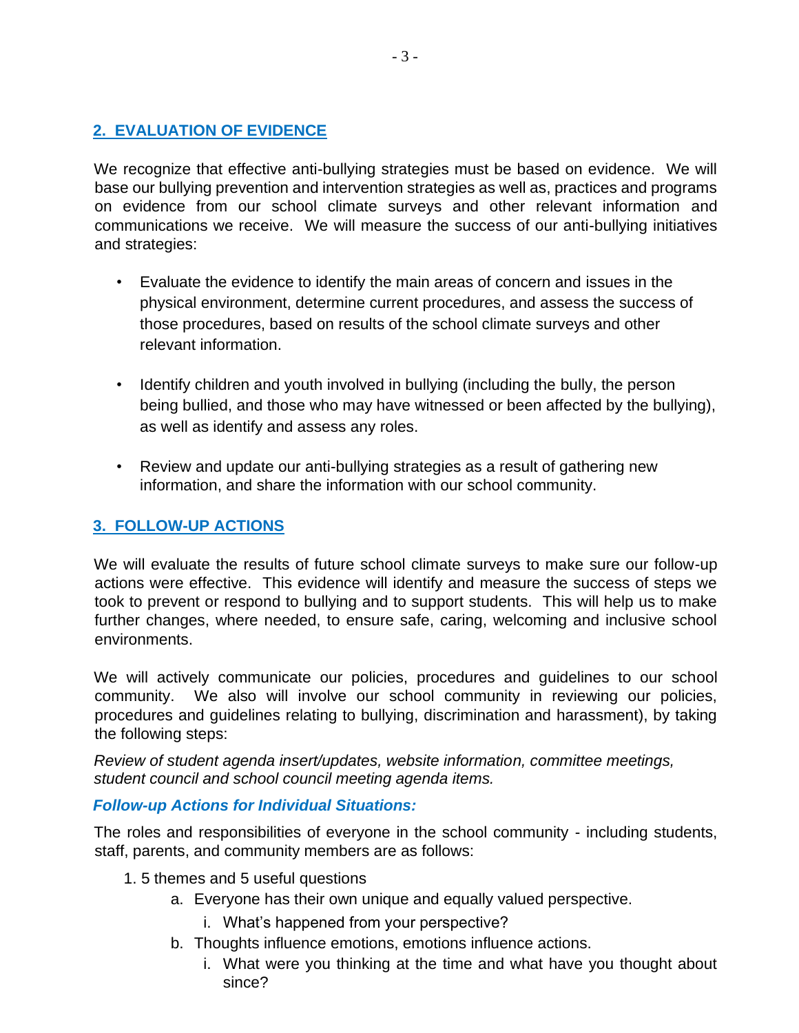## 2. EVALUATION OF EVIDENCE

We recognize that effective anti-bullying strategies must be based on evidence. We will base our bullying prevention and intervention strategies as well as, practices and programs on evidence from our school climate surveys and other relevant information and communications we receive. We will measure the success of our anti-bullying initiatives and strategies:

- Evaluate the evidence to identify the main areas of concern and issues in the physical environment, determine current procedures, and assess the success of those procedures, based on results of the school climate surveys and other relevant information.
- Identify children and youth involved in bullying (including the bully, the person being bullied, and those who may have witnessed or been affected by the bullying), as well as identify and assess any roles.
- Review and update our anti-bullying strategies as a result of gathering new information, and share the information with our school community.

## 3. FOLLOW-UP ACTIONS

We will evaluate the results of future school climate surveys to make sure our follow-up actions were effective. This evidence will identify and measure the success of steps we took to prevent or respond to bullying and to support students. This will help us to make further changes, where needed, to ensure safe, caring, welcoming and inclusive school environments.

We will actively communicate our policies, procedures and guidelines to our school community. We also will involve our school community in reviewing our policies, procedures and guidelines relating to bullying, discrimination and harassment), by taking the following steps:

*Review of student agenda insert/updates, website information, committee meetings, student council and school council meeting agenda items.*

***Follow-up Actions for Individual Situations:***

The roles and responsibilities of everyone in the school community - including students, staff, parents, and community members are as follows:

1. 5 themes and 5 useful questions
   a. Everyone has their own unique and equally valued perspective.
      i. What's happened from your perspective?
   b. Thoughts influence emotions, emotions influence actions.
      i. What were you thinking at the time and what have you thought about since?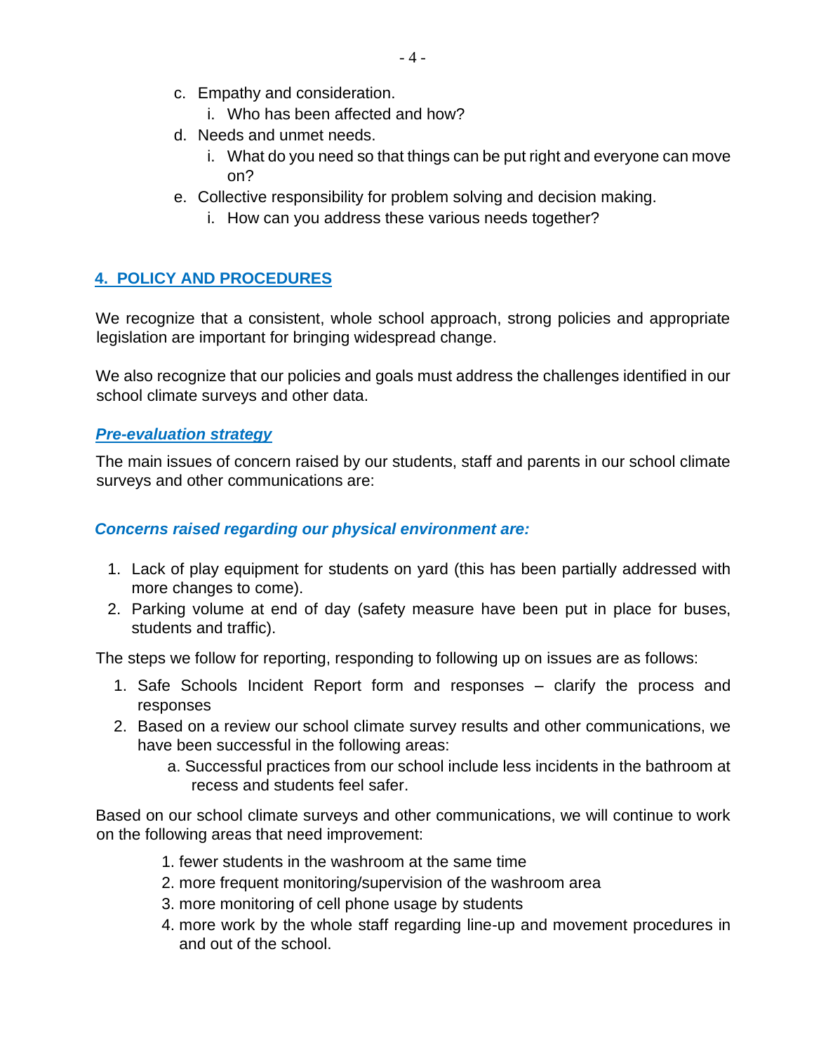c. Empathy and consideration.
      i. Who has been affected and how?
   d. Needs and unmet needs.
      i. What do you need so that things can be put right and everyone can move on?
   e. Collective responsibility for problem solving and decision making.
      i. How can you address these various needs together?

## 4. POLICY AND PROCEDURES

We recognize that a consistent, whole school approach, strong policies and appropriate legislation are important for bringing widespread change.

We also recognize that our policies and goals must address the challenges identified in our school climate surveys and other data.

### *Pre-evaluation strategy*

The main issues of concern raised by our students, staff and parents in our school climate surveys and other communications are:

### *Concerns raised regarding our physical environment are:*

1. Lack of play equipment for students on yard (this has been partially addressed with more changes to come).
2. Parking volume at end of day (safety measure have been put in place for buses, students and traffic).

The steps we follow for reporting, responding to following up on issues are as follows:

1. Safe Schools Incident Report form and responses – clarify the process and responses
2. Based on a review our school climate survey results and other communications, we have been successful in the following areas:
   a. Successful practices from our school include less incidents in the bathroom at recess and students feel safer.

Based on our school climate surveys and other communications, we will continue to work on the following areas that need improvement:

1. fewer students in the washroom at the same time
2. more frequent monitoring/supervision of the washroom area
3. more monitoring of cell phone usage by students
4. more work by the whole staff regarding line-up and movement procedures in and out of the school.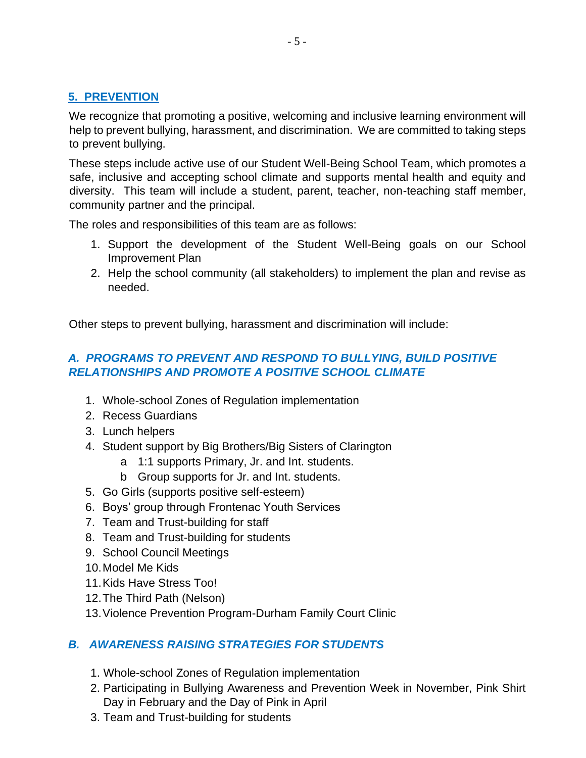## 5. PREVENTION

We recognize that promoting a positive, welcoming and inclusive learning environment will help to prevent bullying, harassment, and discrimination. We are committed to taking steps to prevent bullying.

These steps include active use of our Student Well-Being School Team, which promotes a safe, inclusive and accepting school climate and supports mental health and equity and diversity. This team will include a student, parent, teacher, non-teaching staff member, community partner and the principal.

The roles and responsibilities of this team are as follows:

1. Support the development of the Student Well-Being goals on our School Improvement Plan
2. Help the school community (all stakeholders) to implement the plan and revise as needed.

Other steps to prevent bullying, harassment and discrimination will include:

### *A. PROGRAMS TO PREVENT AND RESPOND TO BULLYING, BUILD POSITIVE RELATIONSHIPS AND PROMOTE A POSITIVE SCHOOL CLIMATE*

1. Whole-school Zones of Regulation implementation
2. Recess Guardians
3. Lunch helpers
4. Student support by Big Brothers/Big Sisters of Clarington
   a 1:1 supports Primary, Jr. and Int. students.
   b Group supports for Jr. and Int. students.
5. Go Girls (supports positive self-esteem)
6. Boys' group through Frontenac Youth Services
7. Team and Trust-building for staff
8. Team and Trust-building for students
9. School Council Meetings
10. Model Me Kids
11. Kids Have Stress Too!
12. The Third Path (Nelson)
13. Violence Prevention Program-Durham Family Court Clinic

### *B. AWARENESS RAISING STRATEGIES FOR STUDENTS*

1. Whole-school Zones of Regulation implementation
2. Participating in Bullying Awareness and Prevention Week in November, Pink Shirt Day in February and the Day of Pink in April
3. Team and Trust-building for students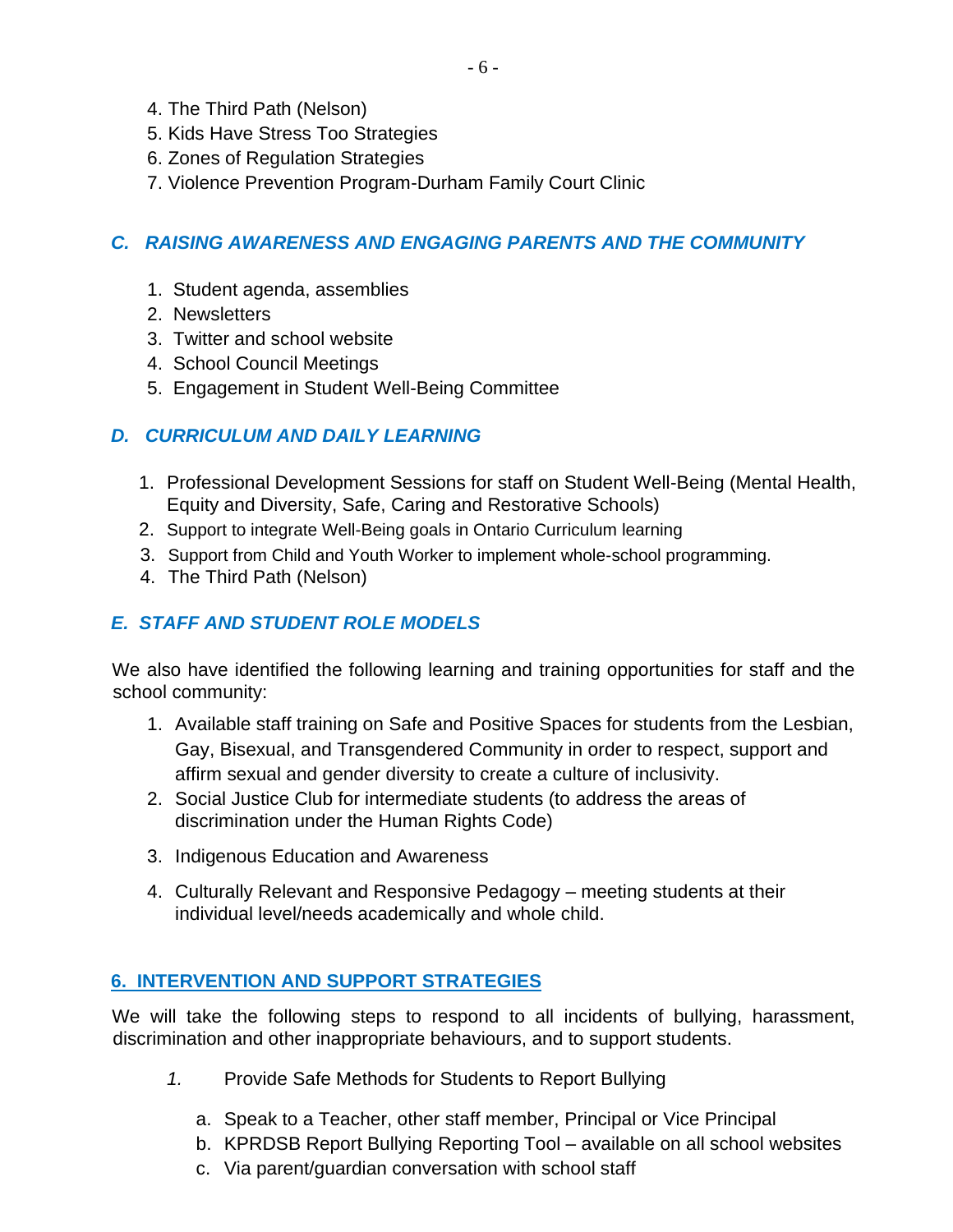4. The Third Path (Nelson)
5. Kids Have Stress Too Strategies
6. Zones of Regulation Strategies
7. Violence Prevention Program-Durham Family Court Clinic

### *C. RAISING AWARENESS AND ENGAGING PARENTS AND THE COMMUNITY*

1. Student agenda, assemblies
2. Newsletters
3. Twitter and school website
4. School Council Meetings
5. Engagement in Student Well-Being Committee

### *D. CURRICULUM AND DAILY LEARNING*

1. Professional Development Sessions for staff on Student Well-Being (Mental Health, Equity and Diversity, Safe, Caring and Restorative Schools)
2. Support to integrate Well-Being goals in Ontario Curriculum learning
3. Support from Child and Youth Worker to implement whole-school programming.
4. The Third Path (Nelson)

### *E. STAFF AND STUDENT ROLE MODELS*

We also have identified the following learning and training opportunities for staff and the school community:

1. Available staff training on Safe and Positive Spaces for students from the Lesbian, Gay, Bisexual, and Transgendered Community in order to respect, support and affirm sexual and gender diversity to create a culture of inclusivity.
2. Social Justice Club for intermediate students (to address the areas of discrimination under the Human Rights Code)
3. Indigenous Education and Awareness
4. Culturally Relevant and Responsive Pedagogy – meeting students at their individual level/needs academically and whole child.

## 6. INTERVENTION AND SUPPORT STRATEGIES

We will take the following steps to respond to all incidents of bullying, harassment, discrimination and other inappropriate behaviours, and to support students.

1. Provide Safe Methods for Students to Report Bullying

   a. Speak to a Teacher, other staff member, Principal or Vice Principal
   b. KPRDSB Report Bullying Reporting Tool – available on all school websites
   c. Via parent/guardian conversation with school staff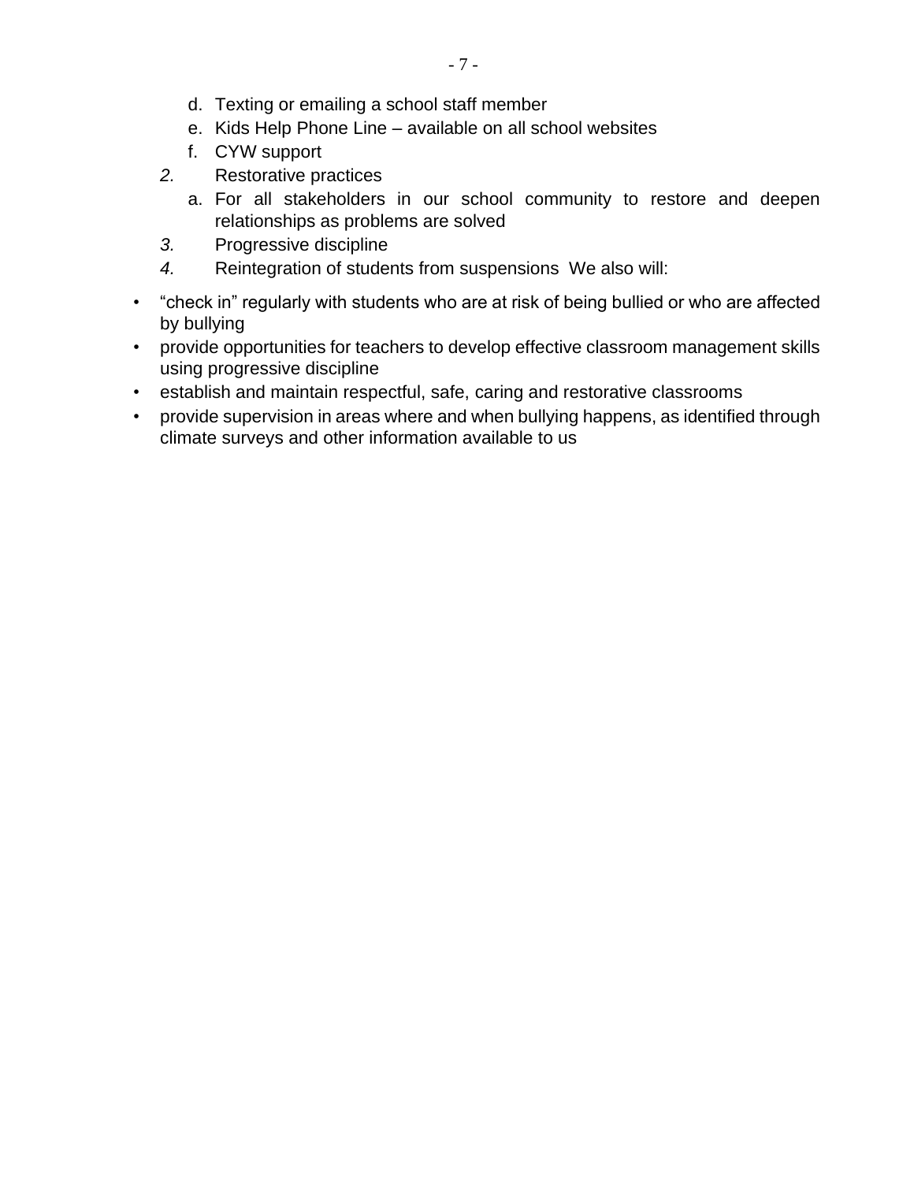d. Texting or emailing a school staff member
   e. Kids Help Phone Line – available on all school websites
   f. CYW support

2. Restorative practices
   a. For all stakeholders in our school community to restore and deepen relationships as problems are solved
3. Progressive discipline
4. Reintegration of students from suspensions We also will:

- "check in" regularly with students who are at risk of being bullied or who are affected by bullying
- provide opportunities for teachers to develop effective classroom management skills using progressive discipline
- establish and maintain respectful, safe, caring and restorative classrooms
- provide supervision in areas where and when bullying happens, as identified through climate surveys and other information available to us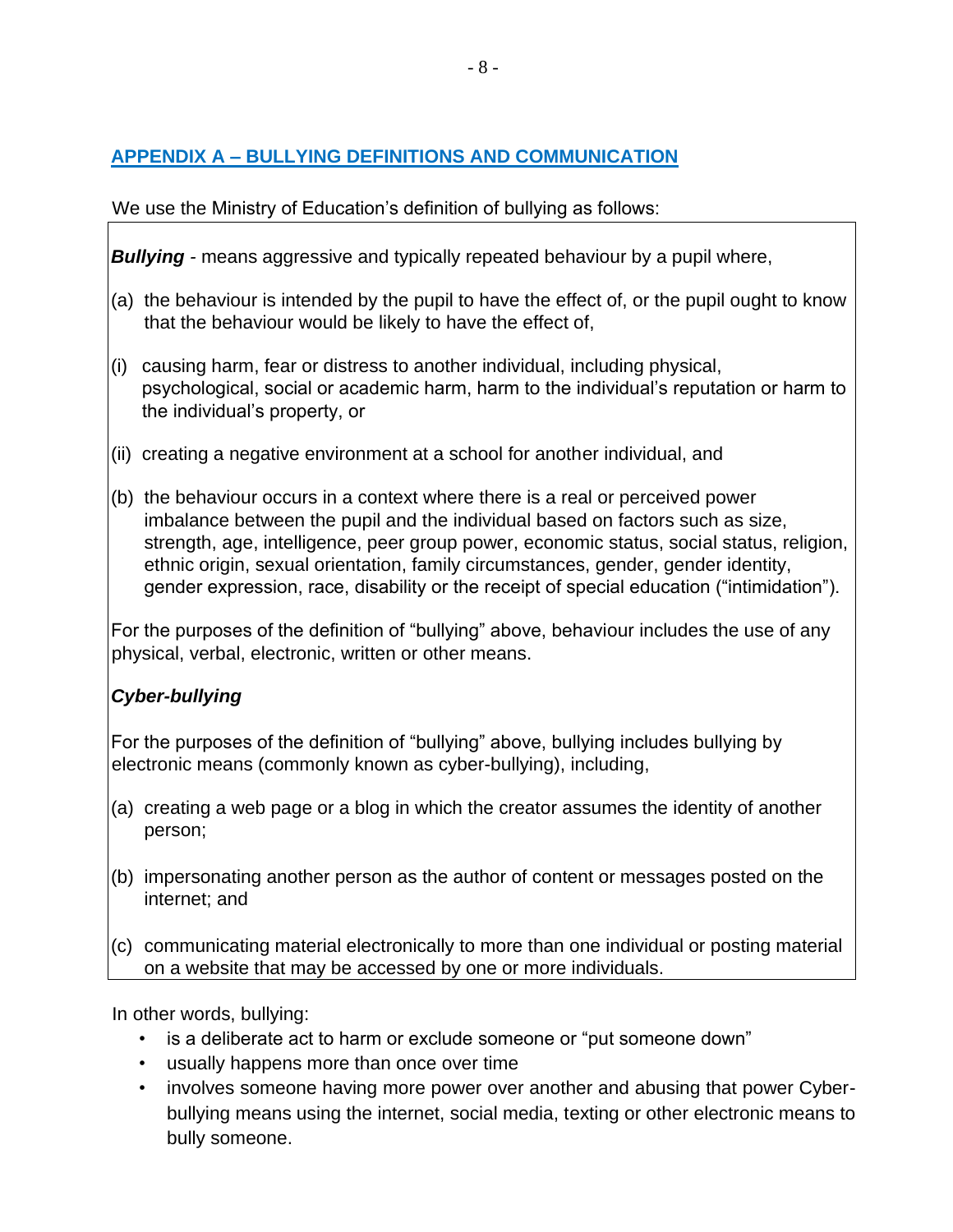## APPENDIX A – BULLYING DEFINITIONS AND COMMUNICATION

We use the Ministry of Education's definition of bullying as follows:

***Bullying*** - means aggressive and typically repeated behaviour by a pupil where,

(a) the behaviour is intended by the pupil to have the effect of, or the pupil ought to know that the behaviour would be likely to have the effect of,

(i) causing harm, fear or distress to another individual, including physical, psychological, social or academic harm, harm to the individual's reputation or harm to the individual's property, or

(ii) creating a negative environment at a school for another individual, and

(b) the behaviour occurs in a context where there is a real or perceived power imbalance between the pupil and the individual based on factors such as size, strength, age, intelligence, peer group power, economic status, social status, religion, ethnic origin, sexual orientation, family circumstances, gender, gender identity, gender expression, race, disability or the receipt of special education ("intimidation").

For the purposes of the definition of "bullying" above, behaviour includes the use of any physical, verbal, electronic, written or other means.

***Cyber-bullying***

For the purposes of the definition of "bullying" above, bullying includes bullying by electronic means (commonly known as cyber-bullying), including,

(a) creating a web page or a blog in which the creator assumes the identity of another person;

(b) impersonating another person as the author of content or messages posted on the internet; and

(c) communicating material electronically to more than one individual or posting material on a website that may be accessed by one or more individuals.

In other words, bullying:

- is a deliberate act to harm or exclude someone or "put someone down"
- usually happens more than once over time
- involves someone having more power over another and abusing that power Cyber-bullying means using the internet, social media, texting or other electronic means to bully someone.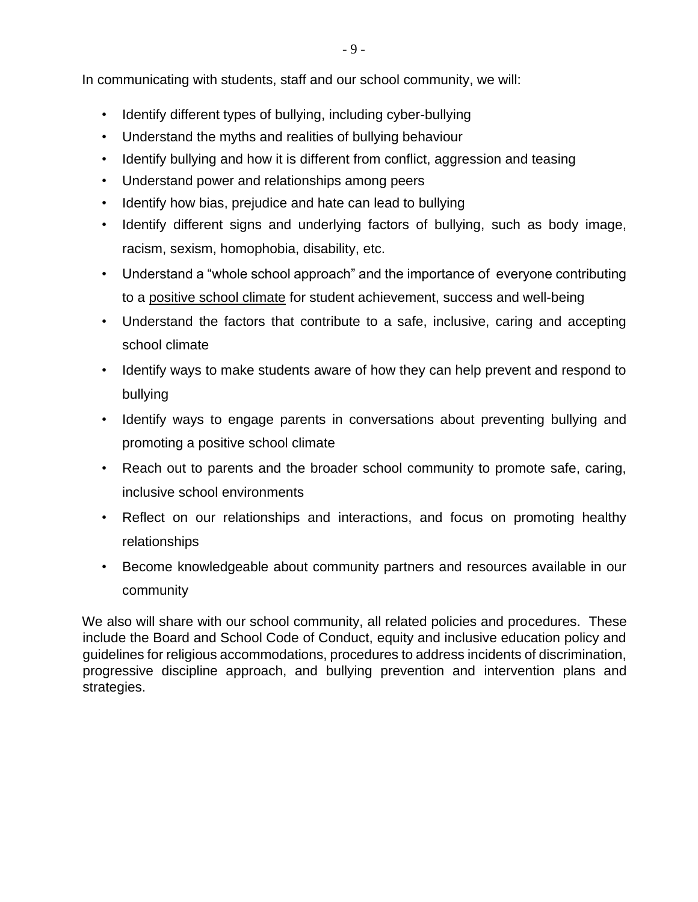In communicating with students, staff and our school community, we will:

- Identify different types of bullying, including cyber-bullying
- Understand the myths and realities of bullying behaviour
- Identify bullying and how it is different from conflict, aggression and teasing
- Understand power and relationships among peers
- Identify how bias, prejudice and hate can lead to bullying
- Identify different signs and underlying factors of bullying, such as body image, racism, sexism, homophobia, disability, etc.
- Understand a "whole school approach" and the importance of everyone contributing to a positive school climate for student achievement, success and well-being
- Understand the factors that contribute to a safe, inclusive, caring and accepting school climate
- Identify ways to make students aware of how they can help prevent and respond to bullying
- Identify ways to engage parents in conversations about preventing bullying and promoting a positive school climate
- Reach out to parents and the broader school community to promote safe, caring, inclusive school environments
- Reflect on our relationships and interactions, and focus on promoting healthy relationships
- Become knowledgeable about community partners and resources available in our community

We also will share with our school community, all related policies and procedures. These include the Board and School Code of Conduct, equity and inclusive education policy and guidelines for religious accommodations, procedures to address incidents of discrimination, progressive discipline approach, and bullying prevention and intervention plans and strategies.